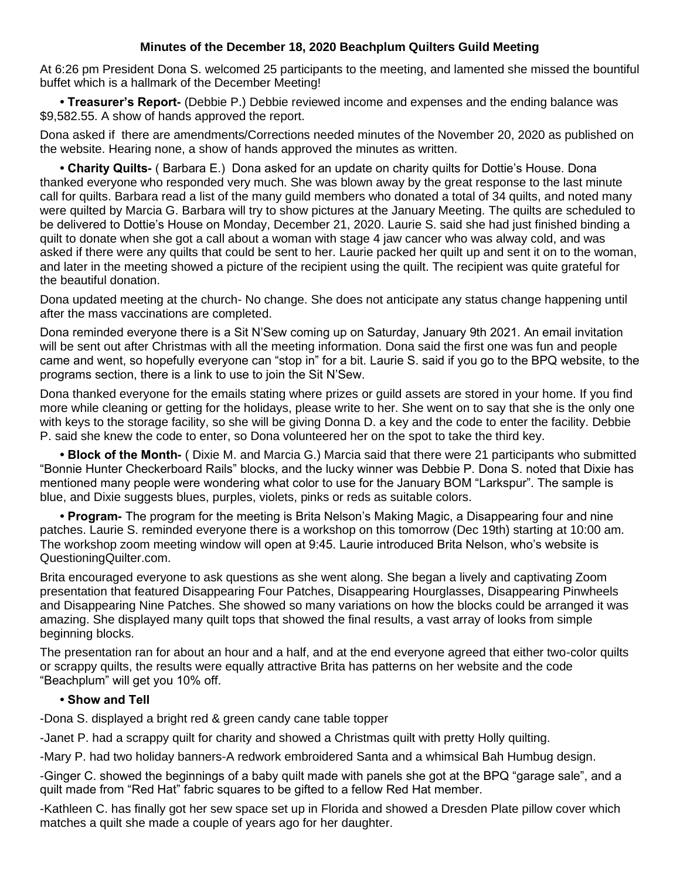**Minutes of the December 18, 2020 Beachplum Quilters Guild Meeting**

At 6:26 pm President Dona S. welcomed 25 participants to the meeting, and lamented she missed the bountiful buffet which is a hallmark of the December Meeting!

- **Treasurer's Report-** (Debbie P.) Debbie reviewed income and expenses and the ending balance was $9,582.55. A show of hands approved the report.

Dona asked if there are amendments/Corrections needed minutes of the November 20, 2020 as published on the website. Hearing none, a show of hands approved the minutes as written.

- **Charity Quilts-** ( Barbara E.) Dona asked for an update on charity quilts for Dottie's House. Dona thanked everyone who responded very much. She was blown away by the great response to the last minute call for quilts. Barbara read a list of the many guild members who donated a total of 34 quilts, and noted many were quilted by Marcia G. Barbara will try to show pictures at the January Meeting. The quilts are scheduled to be delivered to Dottie's House on Monday, December 21, 2020. Laurie S. said she had just finished binding a quilt to donate when she got a call about a woman with stage 4 jaw cancer who was alway cold, and was asked if there were any quilts that could be sent to her. Laurie packed her quilt up and sent it on to the woman, and later in the meeting showed a picture of the recipient using the quilt. The recipient was quite grateful for the beautiful donation.

Dona updated meeting at the church- No change. She does not anticipate any status change happening until after the mass vaccinations are completed.

Dona reminded everyone there is a Sit N'Sew coming up on Saturday, January 9th 2021. An email invitation will be sent out after Christmas with all the meeting information. Dona said the first one was fun and people came and went, so hopefully everyone can "stop in" for a bit. Laurie S. said if you go to the BPQ website, to the programs section, there is a link to use to join the Sit N'Sew.

Dona thanked everyone for the emails stating where prizes or guild assets are stored in your home. If you find more while cleaning or getting for the holidays, please write to her. She went on to say that she is the only one with keys to the storage facility, so she will be giving Donna D. a key and the code to enter the facility. Debbie P. said she knew the code to enter, so Dona volunteered her on the spot to take the third key.

- **Block of the Month-** ( Dixie M. and Marcia G.) Marcia said that there were 21 participants who submitted "Bonnie Hunter Checkerboard Rails" blocks, and the lucky winner was Debbie P. Dona S. noted that Dixie has mentioned many people were wondering what color to use for the January BOM "Larkspur". The sample is blue, and Dixie suggests blues, purples, violets, pinks or reds as suitable colors.

- **Program-** The program for the meeting is Brita Nelson's Making Magic, a Disappearing four and nine patches. Laurie S. reminded everyone there is a workshop on this tomorrow (Dec 19th) starting at 10:00 am. The workshop zoom meeting window will open at 9:45. Laurie introduced Brita Nelson, who's website is QuestioningQuilter.com.

Brita encouraged everyone to ask questions as she went along. She began a lively and captivating Zoom presentation that featured Disappearing Four Patches, Disappearing Hourglasses, Disappearing Pinwheels and Disappearing Nine Patches. She showed so many variations on how the blocks could be arranged it was amazing. She displayed many quilt tops that showed the final results, a vast array of looks from simple beginning blocks.

The presentation ran for about an hour and a half, and at the end everyone agreed that either two-color quilts or scrappy quilts, the results were equally attractive Brita has patterns on her website and the code "Beachplum" will get you 10% off.

- **Show and Tell**

-Dona S. displayed a bright red & green candy cane table topper

-Janet P. had a scrappy quilt for charity and showed a Christmas quilt with pretty Holly quilting.

-Mary P. had two holiday banners-A redwork embroidered Santa and a whimsical Bah Humbug design.

-Ginger C. showed the beginnings of a baby quilt made with panels she got at the BPQ "garage sale", and a quilt made from "Red Hat" fabric squares to be gifted to a fellow Red Hat member.

-Kathleen C. has finally got her sew space set up in Florida and showed a Dresden Plate pillow cover which matches a quilt she made a couple of years ago for her daughter.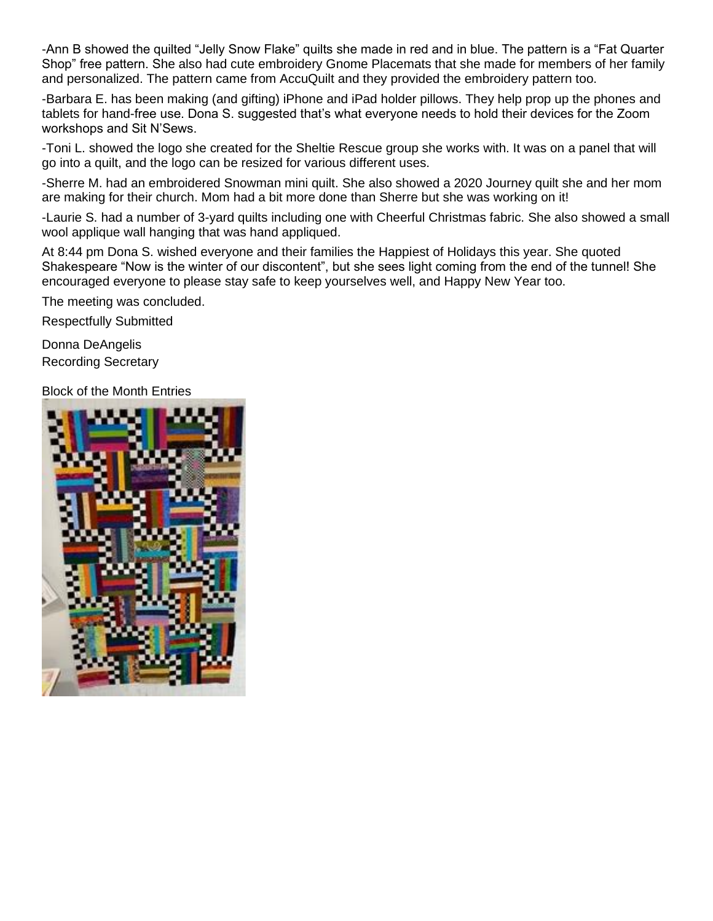-Ann B showed the quilted “Jelly Snow Flake” quilts she made in red and in blue. The pattern is a “Fat Quarter Shop” free pattern. She also had cute embroidery Gnome Placemats that she made for members of her family and personalized. The pattern came from AccuQuilt and they provided the embroidery pattern too.

-Barbara E. has been making (and gifting) iPhone and iPad holder pillows. They help prop up the phones and tablets for hand-free use. Dona S. suggested that’s what everyone needs to hold their devices for the Zoom workshops and Sit N’Sews.

-Toni L. showed the logo she created for the Sheltie Rescue group she works with. It was on a panel that will go into a quilt, and the logo can be resized for various different uses.

-Sherre M. had an embroidered Snowman mini quilt. She also showed a 2020 Journey quilt she and her mom are making for their church. Mom had a bit more done than Sherre but she was working on it!

-Laurie S. had a number of 3-yard quilts including one with Cheerful Christmas fabric. She also showed a small wool applique wall hanging that was hand appliqued.

At 8:44 pm Dona S. wished everyone and their families the Happiest of Holidays this year. She quoted Shakespeare “Now is the winter of our discontent”, but she sees light coming from the end of the tunnel! She encouraged everyone to please stay safe to keep yourselves well, and Happy New Year too.

The meeting was concluded.

Respectfully Submitted

Donna DeAngelis
Recording Secretary

Block of the Month Entries